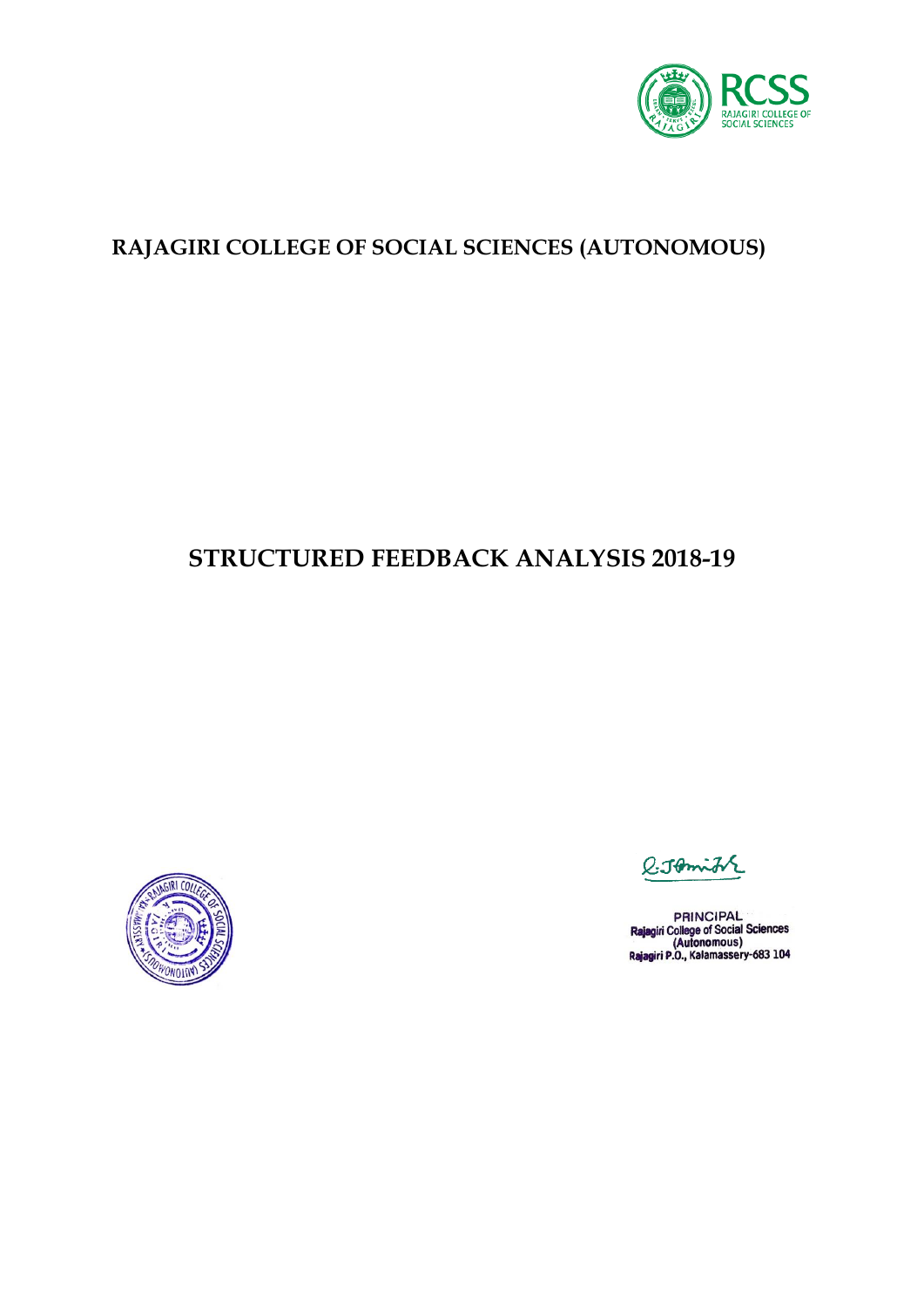RCSS
RAJAGIRI COLLEGE OF SOCIAL SCIENCES

# RAJAGIRI COLLEGE OF SOCIAL SCIENCES (AUTONOMOUS)

# STRUCTURED FEEDBACK ANALYSIS 2018-19

PRINCIPAL
Rajagiri College of Social Sciences
(Autonomous)
Rajagiri P.O., Kalamassery-683 104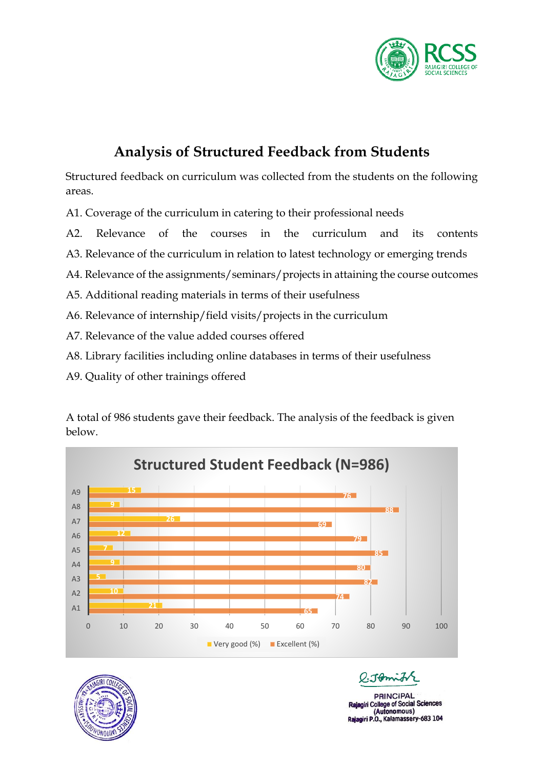# Analysis of Structured Feedback from Students

Structured feedback on curriculum was collected from the students on the following areas.

A1. Coverage of the curriculum in catering to their professional needs

A2. Relevance of the courses in the curriculum and its contents

A3. Relevance of the curriculum in relation to latest technology or emerging trends

A4. Relevance of the assignments/seminars/projects in attaining the course outcomes

A5. Additional reading materials in terms of their usefulness

A6. Relevance of internship/field visits/projects in the curriculum

A7. Relevance of the value added courses offered

A8. Library facilities including online databases in terms of their usefulness

A9. Quality of other trainings offered

A total of 986 students gave their feedback. The analysis of the feedback is given below.

**Structured Student Feedback (N=986)**

| Area | Very good (%) | Excellent (%) |
|---|---|---|
| A1 | 21 | 65 |
| A2 | 10 | 74 |
| A3 | 5 | 82 |
| A4 | 9 | 80 |
| A5 | 7 | 85 |
| A6 | 12 | 79 |
| A7 | 26 | 69 |
| A8 | 9 | 88 |
| A9 | 15 | 76 |

PRINCIPAL
Rajagiri College of Social Sciences
(Autonomous)
Rajagiri P.O., Kalamassery-683 104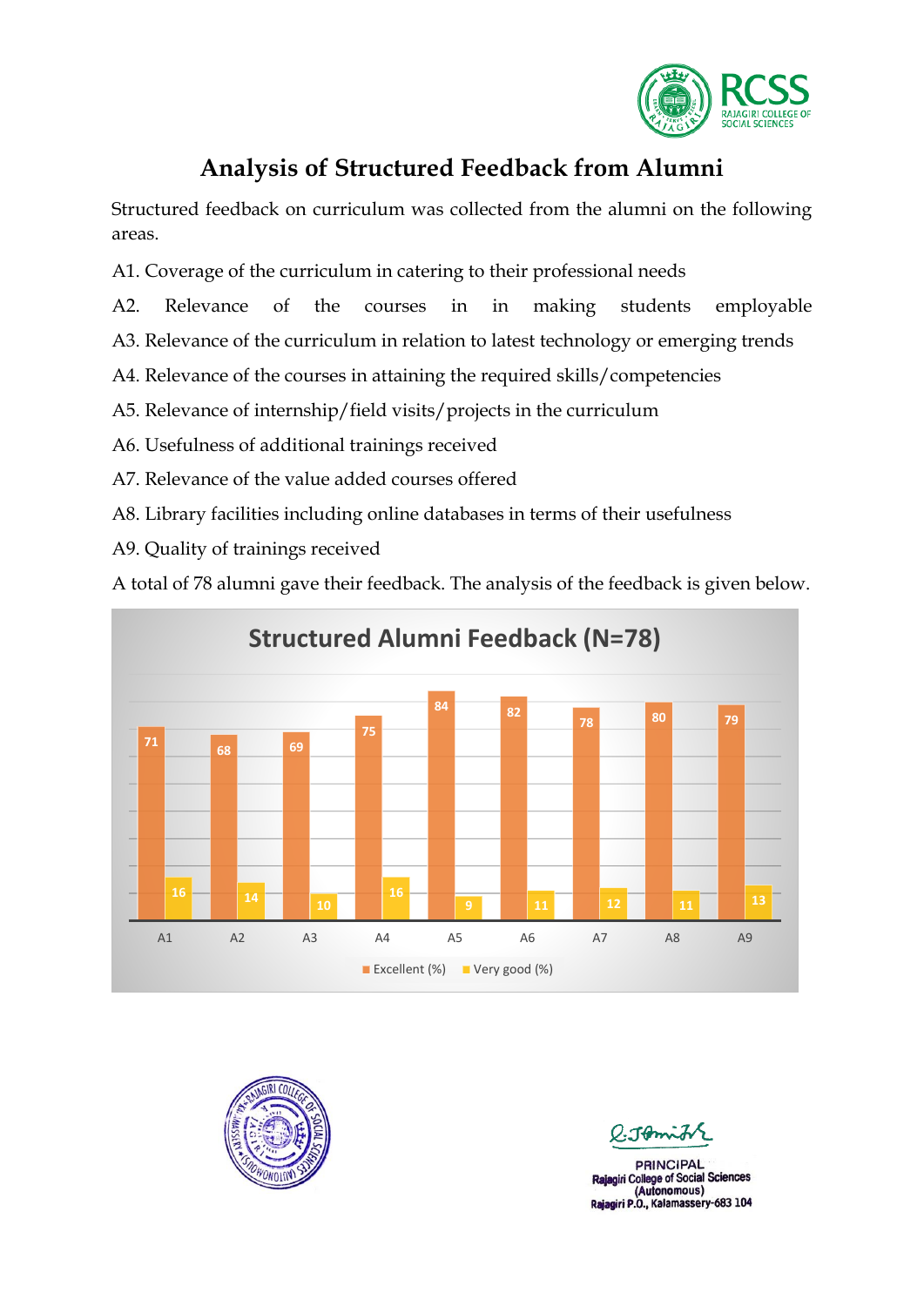# Analysis of Structured Feedback from Alumni

Structured feedback on curriculum was collected from the alumni on the following areas.

A1. Coverage of the curriculum in catering to their professional needs

A2. Relevance of the courses in in making students employable

A3. Relevance of the curriculum in relation to latest technology or emerging trends

A4. Relevance of the courses in attaining the required skills/competencies

A5. Relevance of internship/field visits/projects in the curriculum

A6. Usefulness of additional trainings received

A7. Relevance of the value added courses offered

A8. Library facilities including online databases in terms of their usefulness

A9. Quality of trainings received

A total of 78 alumni gave their feedback. The analysis of the feedback is given below.

**Structured Alumni Feedback (N=78)**

| | A1 | A2 | A3 | A4 | A5 | A6 | A7 | A8 | A9 |
|---|---|---|---|---|---|---|---|---|---|
| Excellent (%) | 71 | 68 | 69 | 75 | 84 | 82 | 78 | 80 | 79 |
| Very good (%) | 16 | 14 | 10 | 16 | 9 | 11 | 12 | 11 | 13 |

PRINCIPAL
Rajagiri College of Social Sciences
(Autonomous)
Rajagiri P.O., Kalamassery-683 104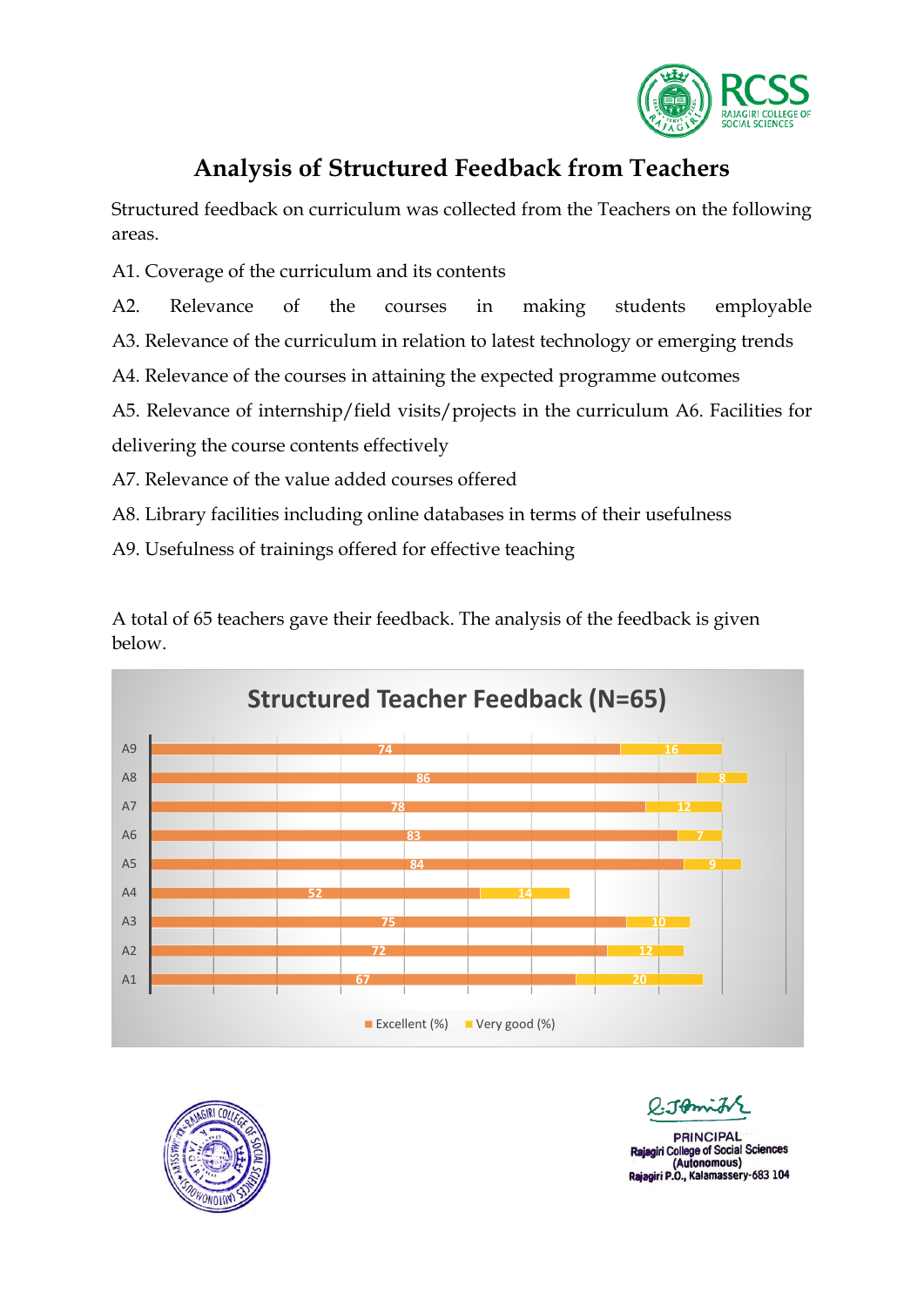# Analysis of Structured Feedback from Teachers

Structured feedback on curriculum was collected from the Teachers on the following areas.

A1. Coverage of the curriculum and its contents

A2. Relevance of the courses in making students employable

A3. Relevance of the curriculum in relation to latest technology or emerging trends

A4. Relevance of the courses in attaining the expected programme outcomes

A5. Relevance of internship/field visits/projects in the curriculum A6. Facilities for delivering the course contents effectively

A7. Relevance of the value added courses offered

A8. Library facilities including online databases in terms of their usefulness

A9. Usefulness of trainings offered for effective teaching

A total of 65 teachers gave their feedback. The analysis of the feedback is given below.

**Structured Teacher Feedback (N=65)**

| | Excellent (%) | Very good (%) |
|---|---|---|
| A9 | 74 | 16 |
| A8 | 86 | 8 |
| A7 | 78 | 12 |
| A6 | 83 | 7 |
| A5 | 84 | 9 |
| A4 | 52 | 14 |
| A3 | 75 | 10 |
| A2 | 72 | 12 |
| A1 | 67 | 20 |

PRINCIPAL
Rajagiri College of Social Sciences
(Autonomous)
Rajagiri P.O., Kalamassery-683 104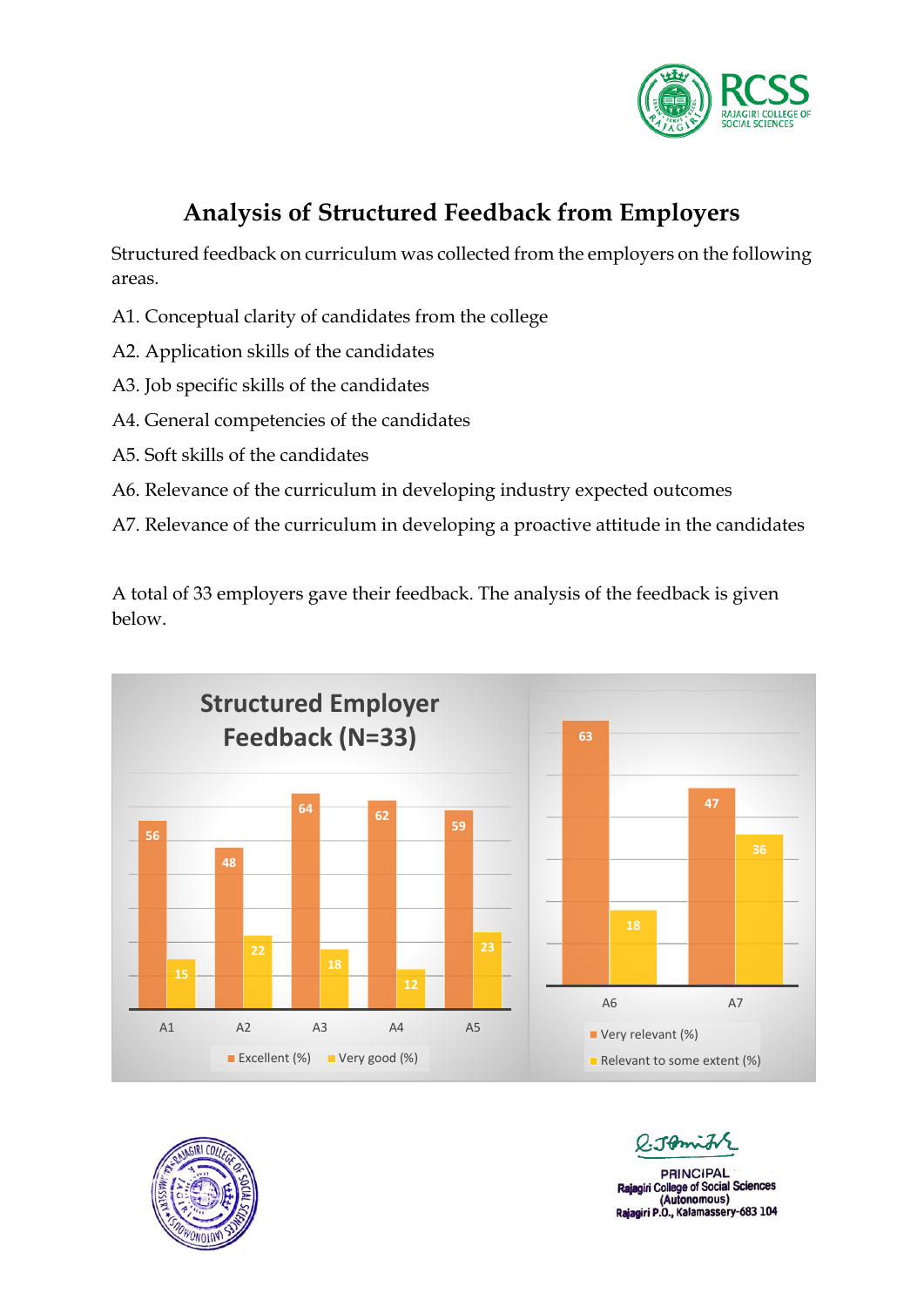# Analysis of Structured Feedback from Employers

Structured feedback on curriculum was collected from the employers on the following areas.

A1. Conceptual clarity of candidates from the college

A2. Application skills of the candidates

A3. Job specific skills of the candidates

A4. General competencies of the candidates

A5. Soft skills of the candidates

A6. Relevance of the curriculum in developing industry expected outcomes

A7. Relevance of the curriculum in developing a proactive attitude in the candidates

A total of 33 employers gave their feedback. The analysis of the feedback is given below.

**Structured Employer Feedback (N=33)**

| | A1 | A2 | A3 | A4 | A5 |
|---|---|---|---|---|---|
| Excellent (%) | 56 | 48 | 64 | 62 | 59 |
| Very good (%) | 15 | 22 | 18 | 12 | 23 |

| | A6 | A7 |
|---|---|---|
| Very relevant (%) | 63 | 47 |
| Relevant to some extent (%) | 18 | 36 |

PRINCIPAL
Rajagiri College of Social Sciences
(Autonomous)
Rajagiri P.O., Kalamassery-683 104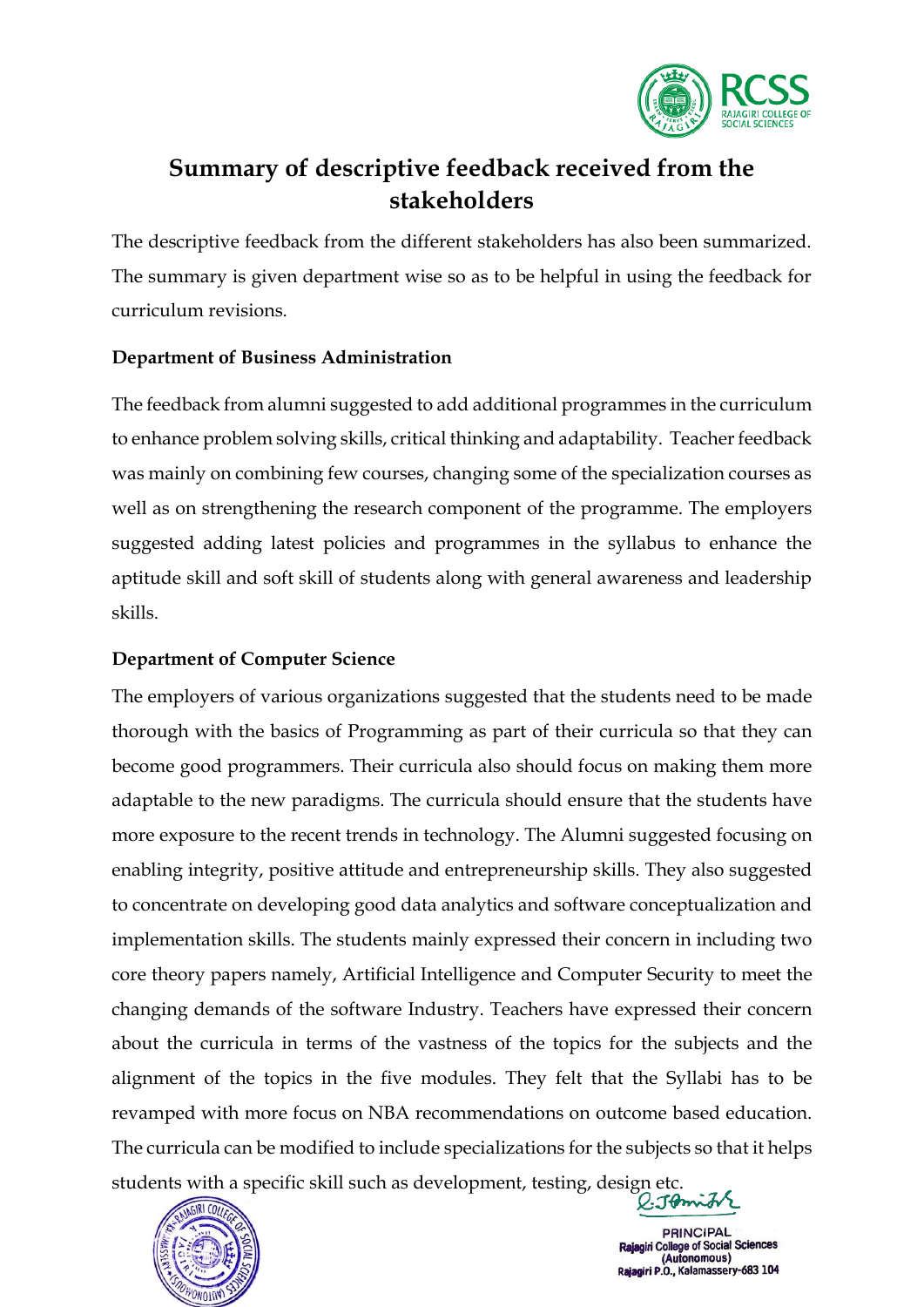# Summary of descriptive feedback received from the stakeholders

The descriptive feedback from the different stakeholders has also been summarized. The summary is given department wise so as to be helpful in using the feedback for curriculum revisions.

**Department of Business Administration**

The feedback from alumni suggested to add additional programmes in the curriculum to enhance problem solving skills, critical thinking and adaptability. Teacher feedback was mainly on combining few courses, changing some of the specialization courses as well as on strengthening the research component of the programme. The employers suggested adding latest policies and programmes in the syllabus to enhance the aptitude skill and soft skill of students along with general awareness and leadership skills.

**Department of Computer Science**

The employers of various organizations suggested that the students need to be made thorough with the basics of Programming as part of their curricula so that they can become good programmers. Their curricula also should focus on making them more adaptable to the new paradigms. The curricula should ensure that the students have more exposure to the recent trends in technology. The Alumni suggested focusing on enabling integrity, positive attitude and entrepreneurship skills. They also suggested to concentrate on developing good data analytics and software conceptualization and implementation skills. The students mainly expressed their concern in including two core theory papers namely, Artificial Intelligence and Computer Security to meet the changing demands of the software Industry. Teachers have expressed their concern about the curricula in terms of the vastness of the topics for the subjects and the alignment of the topics in the five modules. They felt that the Syllabi has to be revamped with more focus on NBA recommendations on outcome based education. The curricula can be modified to include specializations for the subjects so that it helps students with a specific skill such as development, testing, design etc.

PRINCIPAL
Rajagiri College of Social Sciences
(Autonomous)
Rajagiri P.O., Kalamassery-683 104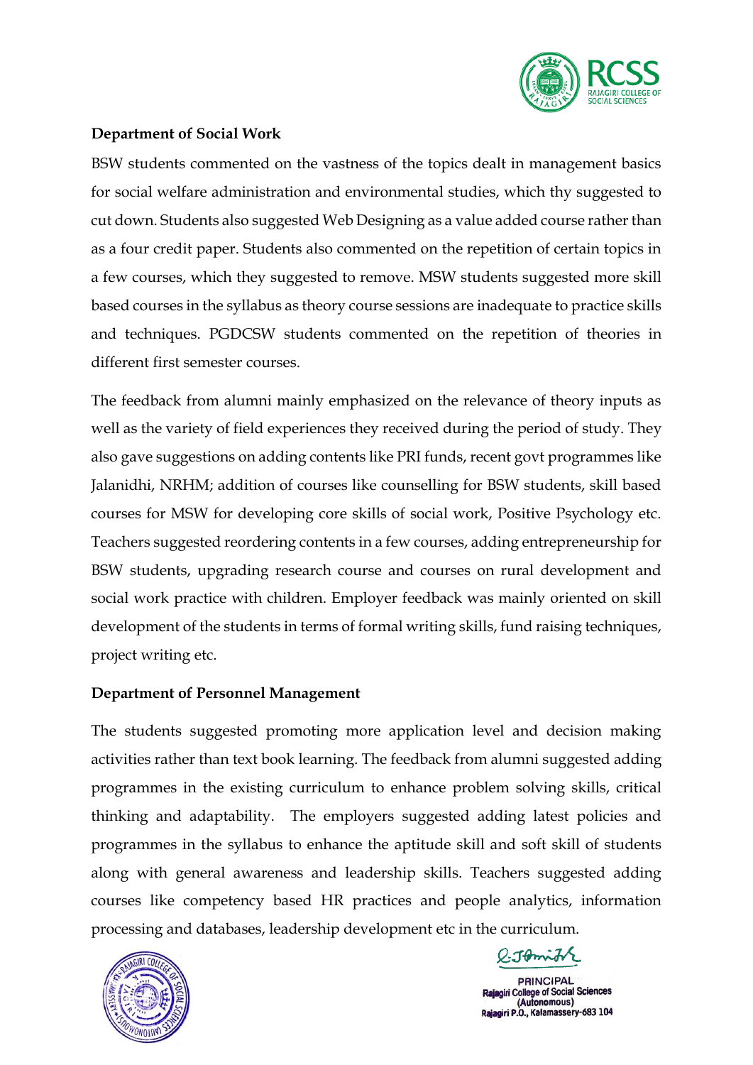**Department of Social Work**

BSW students commented on the vastness of the topics dealt in management basics for social welfare administration and environmental studies, which thy suggested to cut down. Students also suggested Web Designing as a value added course rather than as a four credit paper. Students also commented on the repetition of certain topics in a few courses, which they suggested to remove. MSW students suggested more skill based courses in the syllabus as theory course sessions are inadequate to practice skills and techniques. PGDCSW students commented on the repetition of theories in different first semester courses.

The feedback from alumni mainly emphasized on the relevance of theory inputs as well as the variety of field experiences they received during the period of study. They also gave suggestions on adding contents like PRI funds, recent govt programmes like Jalanidhi, NRHM; addition of courses like counselling for BSW students, skill based courses for MSW for developing core skills of social work, Positive Psychology etc. Teachers suggested reordering contents in a few courses, adding entrepreneurship for BSW students, upgrading research course and courses on rural development and social work practice with children. Employer feedback was mainly oriented on skill development of the students in terms of formal writing skills, fund raising techniques, project writing etc.

**Department of Personnel Management**

The students suggested promoting more application level and decision making activities rather than text book learning. The feedback from alumni suggested adding programmes in the existing curriculum to enhance problem solving skills, critical thinking and adaptability. The employers suggested adding latest policies and programmes in the syllabus to enhance the aptitude skill and soft skill of students along with general awareness and leadership skills. Teachers suggested adding courses like competency based HR practices and people analytics, information processing and databases, leadership development etc in the curriculum.

PRINCIPAL
Rajagiri College of Social Sciences
(Autonomous)
Rajagiri P.O., Kalamassery-683 104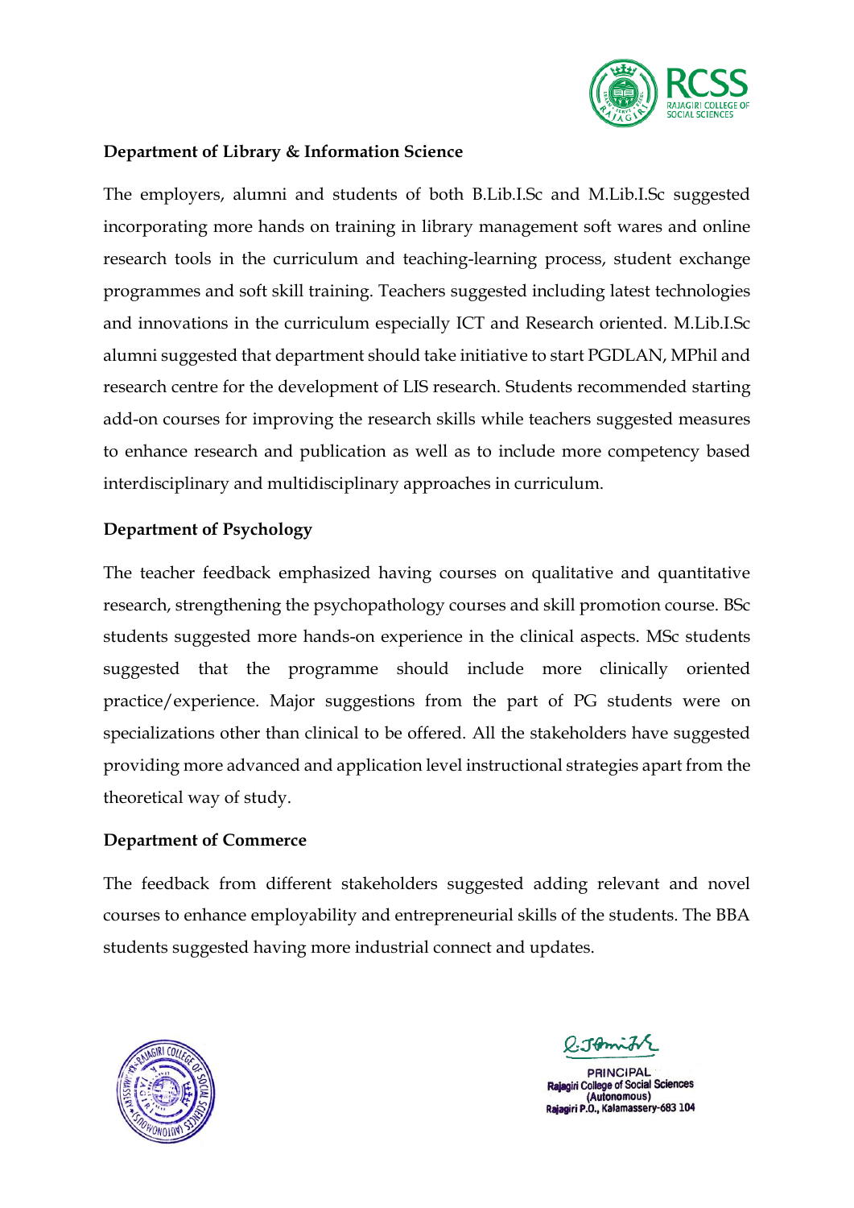### Department of Library & Information Science

The employers, alumni and students of both B.Lib.I.Sc and M.Lib.I.Sc suggested incorporating more hands on training in library management soft wares and online research tools in the curriculum and teaching-learning process, student exchange programmes and soft skill training. Teachers suggested including latest technologies and innovations in the curriculum especially ICT and Research oriented. M.Lib.I.Sc alumni suggested that department should take initiative to start PGDLAN, MPhil and research centre for the development of LIS research. Students recommended starting add-on courses for improving the research skills while teachers suggested measures to enhance research and publication as well as to include more competency based interdisciplinary and multidisciplinary approaches in curriculum.

### Department of Psychology

The teacher feedback emphasized having courses on qualitative and quantitative research, strengthening the psychopathology courses and skill promotion course. BSc students suggested more hands-on experience in the clinical aspects. MSc students suggested that the programme should include more clinically oriented practice/experience. Major suggestions from the part of PG students were on specializations other than clinical to be offered. All the stakeholders have suggested providing more advanced and application level instructional strategies apart from the theoretical way of study.

### Department of Commerce

The feedback from different stakeholders suggested adding relevant and novel courses to enhance employability and entrepreneurial skills of the students. The BBA students suggested having more industrial connect and updates.

PRINCIPAL
Rajagiri College of Social Sciences
(Autonomous)
Rajagiri P.O., Kalamassery-683 104